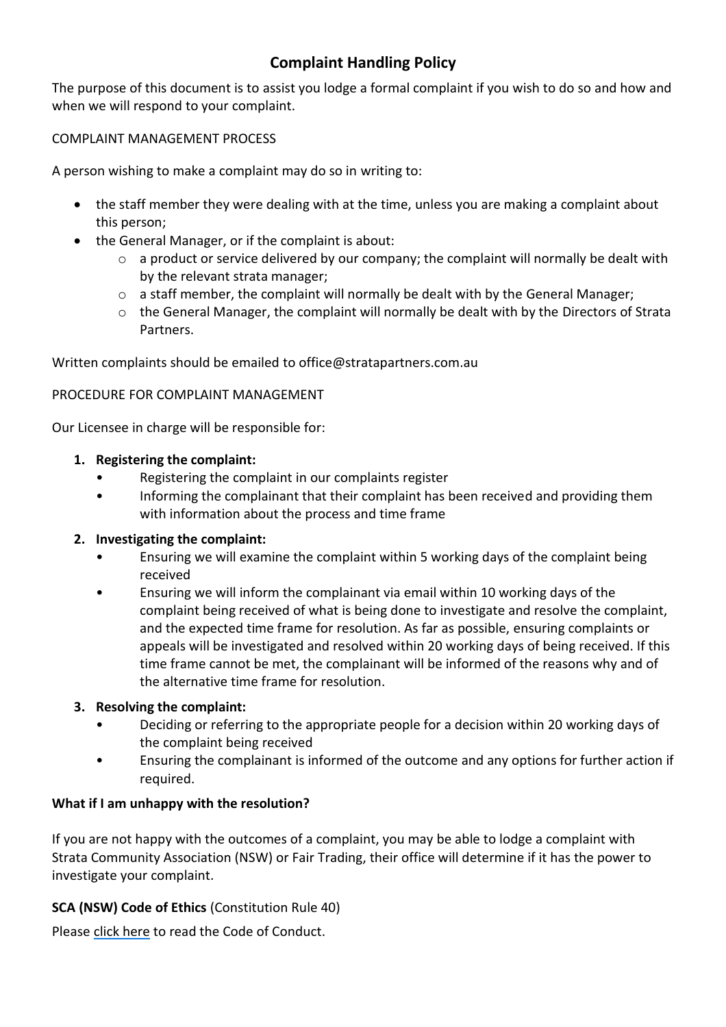# Complaint Handling Policy

The purpose of this document is to assist you lodge a formal complaint if you wish to do so and how and when we will respond to your complaint.

COMPLAINT MANAGEMENT PROCESS

A person wishing to make a complaint may do so in writing to:

- the staff member they were dealing with at the time, unless you are making a complaint about this person;
- the General Manager, or if the complaint is about:
  - a product or service delivered by our company; the complaint will normally be dealt with by the relevant strata manager;
  - a staff member, the complaint will normally be dealt with by the General Manager;
  - the General Manager, the complaint will normally be dealt with by the Directors of Strata Partners.

Written complaints should be emailed to office@stratapartners.com.au

PROCEDURE FOR COMPLAINT MANAGEMENT

Our Licensee in charge will be responsible for:

1. **Registering the complaint:**
   - Registering the complaint in our complaints register
   - Informing the complainant that their complaint has been received and providing them with information about the process and time frame
2. **Investigating the complaint:**
   - Ensuring we will examine the complaint within 5 working days of the complaint being received
   - Ensuring we will inform the complainant via email within 10 working days of the complaint being received of what is being done to investigate and resolve the complaint, and the expected time frame for resolution. As far as possible, ensuring complaints or appeals will be investigated and resolved within 20 working days of being received. If this time frame cannot be met, the complainant will be informed of the reasons why and of the alternative time frame for resolution.
3. **Resolving the complaint:**
   - Deciding or referring to the appropriate people for a decision within 20 working days of the complaint being received
   - Ensuring the complainant is informed of the outcome and any options for further action if required.

**What if I am unhappy with the resolution?**

If you are not happy with the outcomes of a complaint, you may be able to lodge a complaint with Strata Community Association (NSW) or Fair Trading, their office will determine if it has the power to investigate your complaint.

**SCA (NSW) Code of Ethics** (Constitution Rule 40)

Please click here to read the Code of Conduct.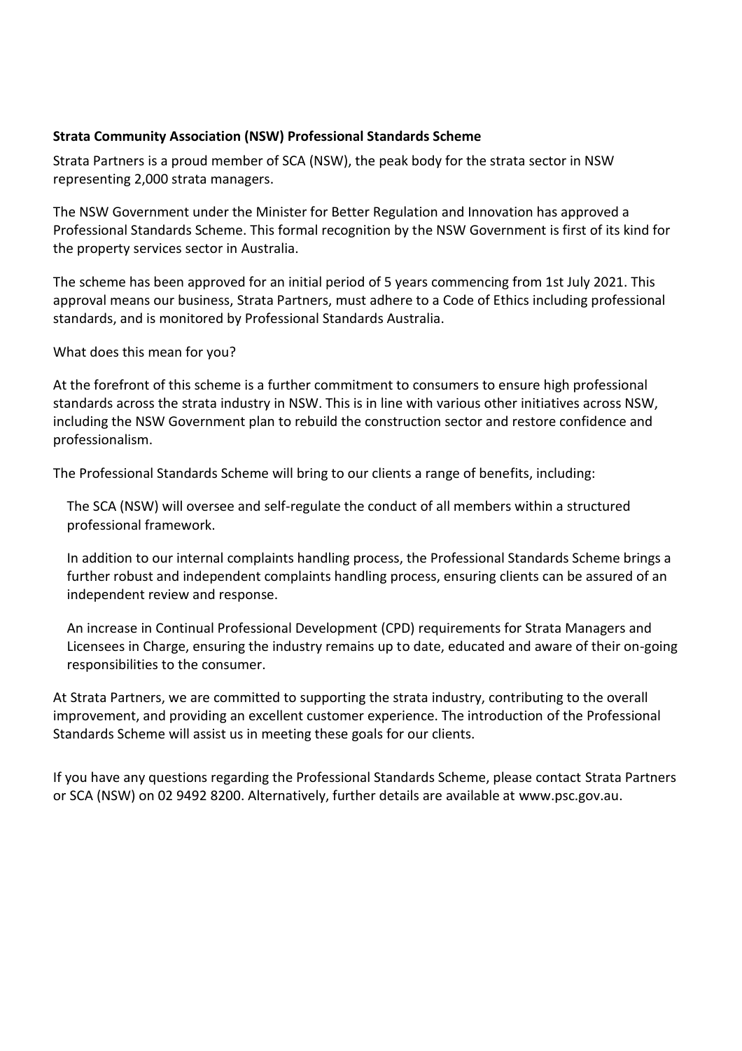**Strata Community Association (NSW) Professional Standards Scheme**

Strata Partners is a proud member of SCA (NSW), the peak body for the strata sector in NSW representing 2,000 strata managers.

The NSW Government under the Minister for Better Regulation and Innovation has approved a Professional Standards Scheme. This formal recognition by the NSW Government is first of its kind for the property services sector in Australia.

The scheme has been approved for an initial period of 5 years commencing from 1st July 2021. This approval means our business, Strata Partners, must adhere to a Code of Ethics including professional standards, and is monitored by Professional Standards Australia.

What does this mean for you?

At the forefront of this scheme is a further commitment to consumers to ensure high professional standards across the strata industry in NSW. This is in line with various other initiatives across NSW, including the NSW Government plan to rebuild the construction sector and restore confidence and professionalism.

The Professional Standards Scheme will bring to our clients a range of benefits, including:

- The SCA (NSW) will oversee and self-regulate the conduct of all members within a structured professional framework.
- In addition to our internal complaints handling process, the Professional Standards Scheme brings a further robust and independent complaints handling process, ensuring clients can be assured of an independent review and response.
- An increase in Continual Professional Development (CPD) requirements for Strata Managers and Licensees in Charge, ensuring the industry remains up to date, educated and aware of their on-going responsibilities to the consumer.

At Strata Partners, we are committed to supporting the strata industry, contributing to the overall improvement, and providing an excellent customer experience. The introduction of the Professional Standards Scheme will assist us in meeting these goals for our clients.

If you have any questions regarding the Professional Standards Scheme, please contact Strata Partners or SCA (NSW) on 02 9492 8200. Alternatively, further details are available at www.psc.gov.au.